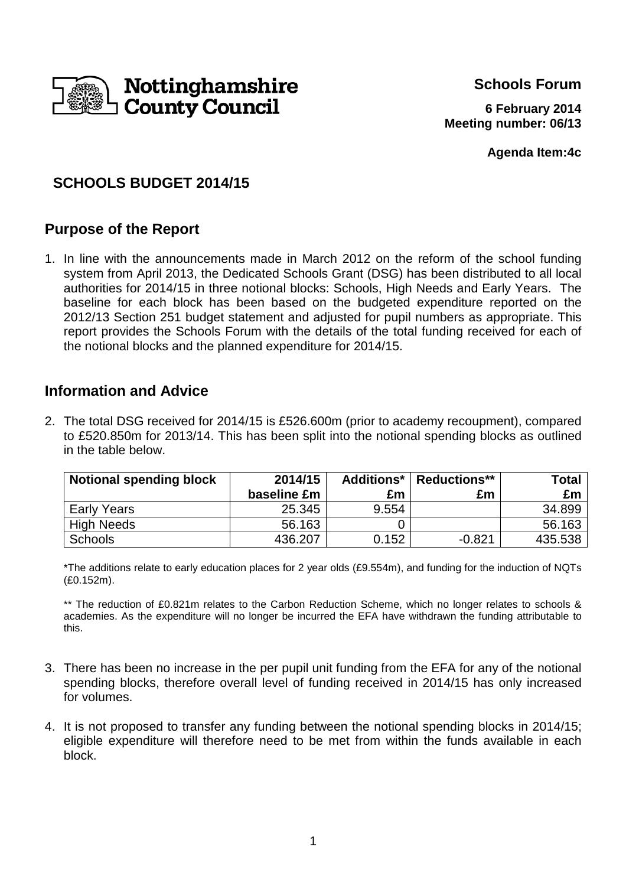Nottinghamshire County Council

**Schools Forum**

**6 February 2014**
**Meeting number: 06/13**

**Agenda Item:4c**

# SCHOOLS BUDGET 2014/15

## Purpose of the Report

1. In line with the announcements made in March 2012 on the reform of the school funding system from April 2013, the Dedicated Schools Grant (DSG) has been distributed to all local authorities for 2014/15 in three notional blocks: Schools, High Needs and Early Years. The baseline for each block has been based on the budgeted expenditure reported on the 2012/13 Section 251 budget statement and adjusted for pupil numbers as appropriate. This report provides the Schools Forum with the details of the total funding received for each of the notional blocks and the planned expenditure for 2014/15.

## Information and Advice

2. The total DSG received for 2014/15 is £526.600m (prior to academy recoupment), compared to £520.850m for 2013/14. This has been split into the notional spending blocks as outlined in the table below.

| Notional spending block | 2014/15 baseline £m | Additions* £m | Reductions** £m | Total £m |
|---|---|---|---|---|
| Early Years | 25.345 | 9.554 | | 34.899 |
| High Needs | 56.163 | 0 | | 56.163 |
| Schools | 436.207 | 0.152 | -0.821 | 435.538 |

*The additions relate to early education places for 2 year olds (£9.554m), and funding for the induction of NQTs (£0.152m).

** The reduction of £0.821m relates to the Carbon Reduction Scheme, which no longer relates to schools & academies. As the expenditure will no longer be incurred the EFA have withdrawn the funding attributable to this.

3. There has been no increase in the per pupil unit funding from the EFA for any of the notional spending blocks, therefore overall level of funding received in 2014/15 has only increased for volumes.

4. It is not proposed to transfer any funding between the notional spending blocks in 2014/15; eligible expenditure will therefore need to be met from within the funds available in each block.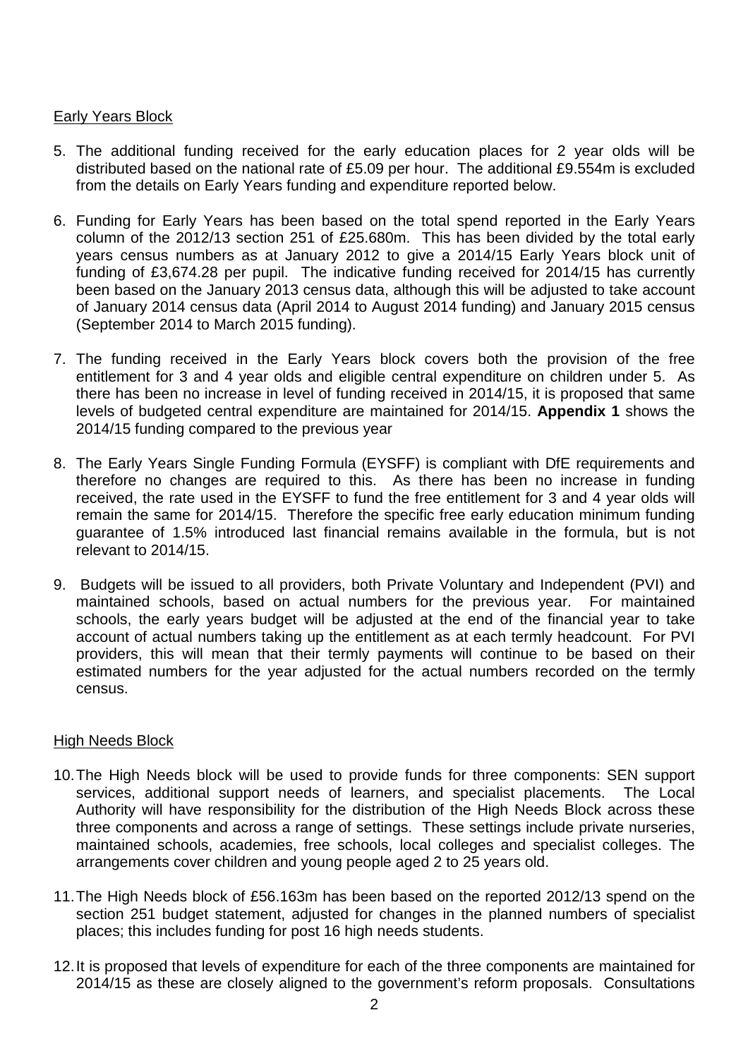## Early Years Block

5. The additional funding received for the early education places for 2 year olds will be distributed based on the national rate of £5.09 per hour. The additional £9.554m is excluded from the details on Early Years funding and expenditure reported below.

6. Funding for Early Years has been based on the total spend reported in the Early Years column of the 2012/13 section 251 of £25.680m. This has been divided by the total early years census numbers as at January 2012 to give a 2014/15 Early Years block unit of funding of £3,674.28 per pupil. The indicative funding received for 2014/15 has currently been based on the January 2013 census data, although this will be adjusted to take account of January 2014 census data (April 2014 to August 2014 funding) and January 2015 census (September 2014 to March 2015 funding).

7. The funding received in the Early Years block covers both the provision of the free entitlement for 3 and 4 year olds and eligible central expenditure on children under 5. As there has been no increase in level of funding received in 2014/15, it is proposed that same levels of budgeted central expenditure are maintained for 2014/15. **Appendix 1** shows the 2014/15 funding compared to the previous year

8. The Early Years Single Funding Formula (EYSFF) is compliant with DfE requirements and therefore no changes are required to this. As there has been no increase in funding received, the rate used in the EYSFF to fund the free entitlement for 3 and 4 year olds will remain the same for 2014/15. Therefore the specific free early education minimum funding guarantee of 1.5% introduced last financial remains available in the formula, but is not relevant to 2014/15.

9. Budgets will be issued to all providers, both Private Voluntary and Independent (PVI) and maintained schools, based on actual numbers for the previous year. For maintained schools, the early years budget will be adjusted at the end of the financial year to take account of actual numbers taking up the entitlement as at each termly headcount. For PVI providers, this will mean that their termly payments will continue to be based on their estimated numbers for the year adjusted for the actual numbers recorded on the termly census.

## High Needs Block

10. The High Needs block will be used to provide funds for three components: SEN support services, additional support needs of learners, and specialist placements. The Local Authority will have responsibility for the distribution of the High Needs Block across these three components and across a range of settings. These settings include private nurseries, maintained schools, academies, free schools, local colleges and specialist colleges. The arrangements cover children and young people aged 2 to 25 years old.

11. The High Needs block of £56.163m has been based on the reported 2012/13 spend on the section 251 budget statement, adjusted for changes in the planned numbers of specialist places; this includes funding for post 16 high needs students.

12. It is proposed that levels of expenditure for each of the three components are maintained for 2014/15 as these are closely aligned to the government's reform proposals. Consultations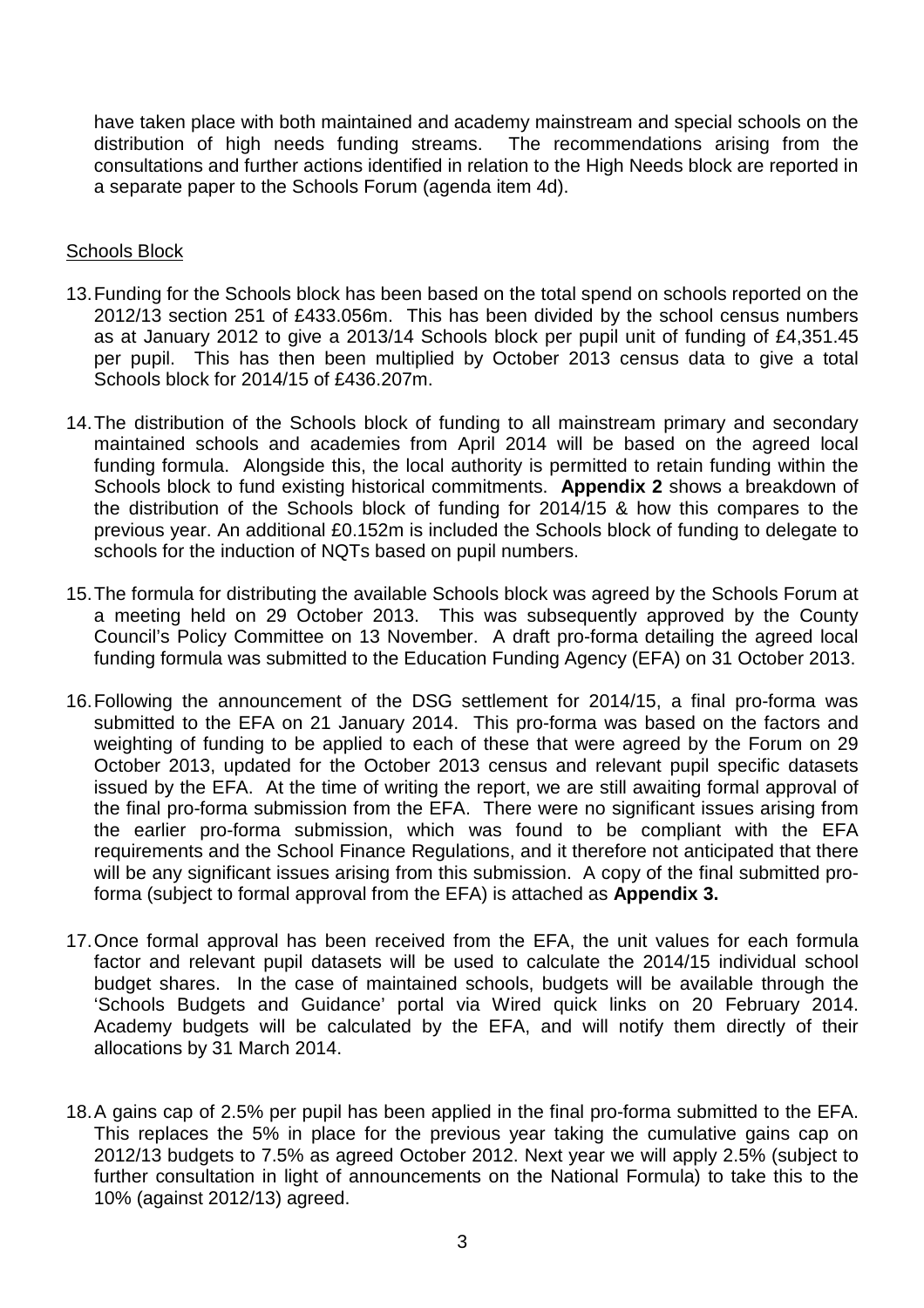have taken place with both maintained and academy mainstream and special schools on the distribution of high needs funding streams. The recommendations arising from the consultations and further actions identified in relation to the High Needs block are reported in a separate paper to the Schools Forum (agenda item 4d).

## Schools Block

13. Funding for the Schools block has been based on the total spend on schools reported on the 2012/13 section 251 of £433.056m. This has been divided by the school census numbers as at January 2012 to give a 2013/14 Schools block per pupil unit of funding of £4,351.45 per pupil. This has then been multiplied by October 2013 census data to give a total Schools block for 2014/15 of £436.207m.

14. The distribution of the Schools block of funding to all mainstream primary and secondary maintained schools and academies from April 2014 will be based on the agreed local funding formula. Alongside this, the local authority is permitted to retain funding within the Schools block to fund existing historical commitments. **Appendix 2** shows a breakdown of the distribution of the Schools block of funding for 2014/15 & how this compares to the previous year. An additional £0.152m is included the Schools block of funding to delegate to schools for the induction of NQTs based on pupil numbers.

15. The formula for distributing the available Schools block was agreed by the Schools Forum at a meeting held on 29 October 2013. This was subsequently approved by the County Council's Policy Committee on 13 November. A draft pro-forma detailing the agreed local funding formula was submitted to the Education Funding Agency (EFA) on 31 October 2013.

16. Following the announcement of the DSG settlement for 2014/15, a final pro-forma was submitted to the EFA on 21 January 2014. This pro-forma was based on the factors and weighting of funding to be applied to each of these that were agreed by the Forum on 29 October 2013, updated for the October 2013 census and relevant pupil specific datasets issued by the EFA. At the time of writing the report, we are still awaiting formal approval of the final pro-forma submission from the EFA. There were no significant issues arising from the earlier pro-forma submission, which was found to be compliant with the EFA requirements and the School Finance Regulations, and it therefore not anticipated that there will be any significant issues arising from this submission. A copy of the final submitted pro-forma (subject to formal approval from the EFA) is attached as **Appendix 3.**

17. Once formal approval has been received from the EFA, the unit values for each formula factor and relevant pupil datasets will be used to calculate the 2014/15 individual school budget shares. In the case of maintained schools, budgets will be available through the 'Schools Budgets and Guidance' portal via Wired quick links on 20 February 2014. Academy budgets will be calculated by the EFA, and will notify them directly of their allocations by 31 March 2014.

18. A gains cap of 2.5% per pupil has been applied in the final pro-forma submitted to the EFA. This replaces the 5% in place for the previous year taking the cumulative gains cap on 2012/13 budgets to 7.5% as agreed October 2012. Next year we will apply 2.5% (subject to further consultation in light of announcements on the National Formula) to take this to the 10% (against 2012/13) agreed.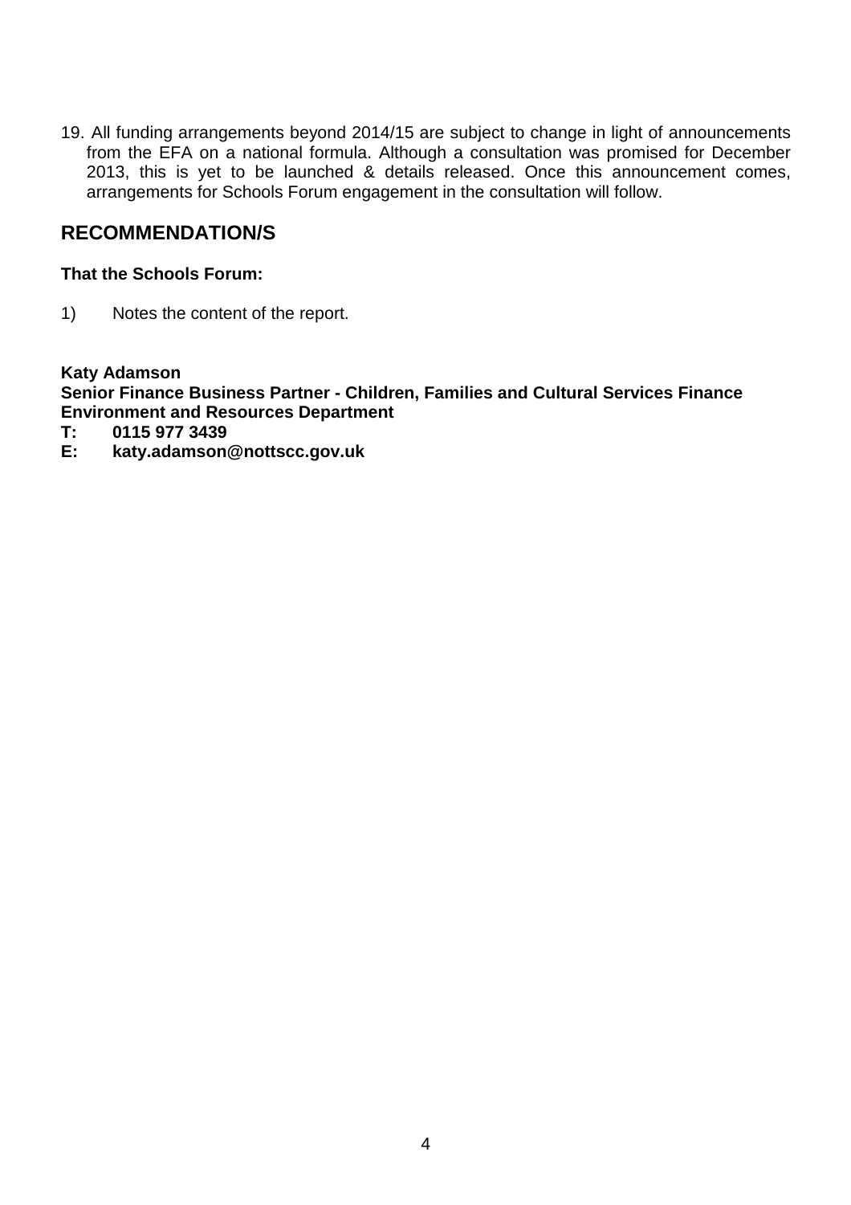19. All funding arrangements beyond 2014/15 are subject to change in light of announcements from the EFA on a national formula. Although a consultation was promised for December 2013, this is yet to be launched & details released. Once this announcement comes, arrangements for Schools Forum engagement in the consultation will follow.

## RECOMMENDATION/S

**That the Schools Forum:**

1) Notes the content of the report.

**Katy Adamson**
**Senior Finance Business Partner - Children, Families and Cultural Services Finance**
**Environment and Resources Department**
**T: 0115 977 3439**
**E: katy.adamson@nottscc.gov.uk**